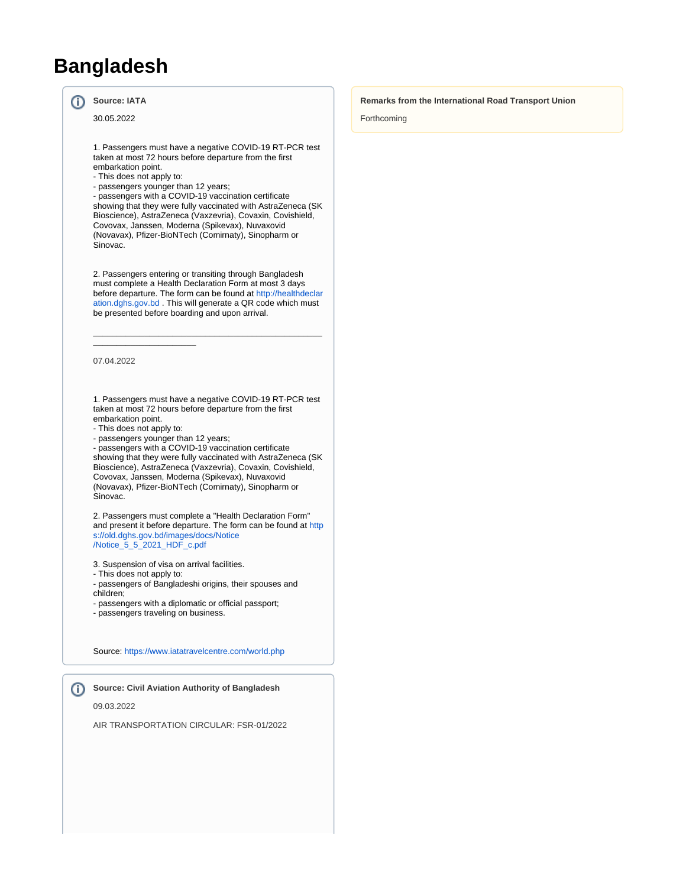# Bangladesh

**Source: IATA**

30.05.2022

1. Passengers must have a negative COVID-19 RT-PCR test taken at most 72 hours before departure from the first embarkation point.
- This does not apply to:
- passengers younger than 12 years;
- passengers with a COVID-19 vaccination certificate showing that they were fully vaccinated with AstraZeneca (SK Bioscience), AstraZeneca (Vaxzevria), Covaxin, Covishield, Covovax, Janssen, Moderna (Spikevax), Nuvaxovid (Novavax), Pfizer-BioNTech (Comirnaty), Sinopharm or Sinovac.

2. Passengers entering or transiting through Bangladesh must complete a Health Declaration Form at most 3 days before departure. The form can be found at http://healthdeclaration.dghs.gov.bd . This will generate a QR code which must be presented before boarding and upon arrival.

---

07.04.2022

1. Passengers must have a negative COVID-19 RT-PCR test taken at most 72 hours before departure from the first embarkation point.
- This does not apply to:
- passengers younger than 12 years;
- passengers with a COVID-19 vaccination certificate showing that they were fully vaccinated with AstraZeneca (SK Bioscience), AstraZeneca (Vaxzevria), Covaxin, Covishield, Covovax, Janssen, Moderna (Spikevax), Nuvaxovid (Novavax), Pfizer-BioNTech (Comirnaty), Sinopharm or Sinovac.

2. Passengers must complete a "Health Declaration Form" and present it before departure. The form can be found at https://old.dghs.gov.bd/images/docs/Notice/Notice_5_5_2021_HDF_c.pdf

3. Suspension of visa on arrival facilities.
- This does not apply to:
- passengers of Bangladeshi origins, their spouses and children;
- passengers with a diplomatic or official passport;
- passengers traveling on business.

Source: https://www.iatatravelcentre.com/world.php

**Source: Civil Aviation Authority of Bangladesh**

09.03.2022

AIR TRANSPORTATION CIRCULAR: FSR-01/2022

**Remarks from the International Road Transport Union**

Forthcoming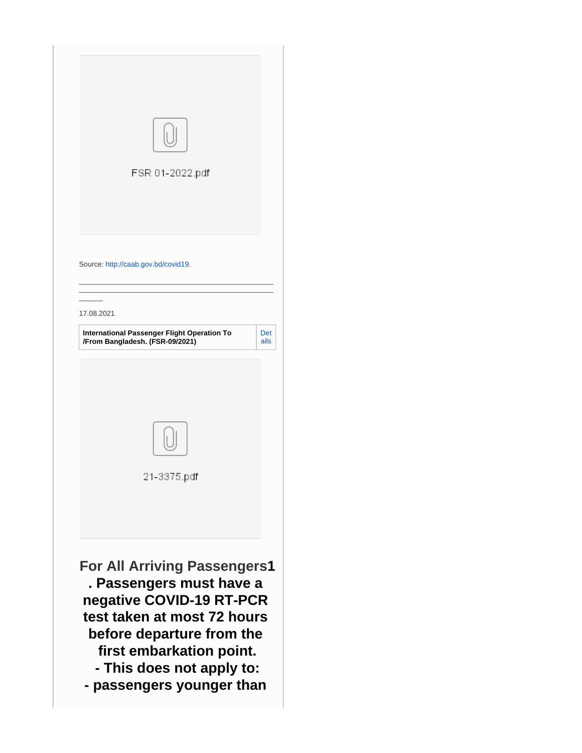FSR 01-2022.pdf

Source: http://caab.gov.bd/covid19.

________________________________________________________________________________________________

17.08.2021

| International Passenger Flight Operation To /From Bangladesh. (FSR-09/2021) | Details |
| --- | --- |

21-3375.pdf

**For All Arriving Passengers1. Passengers must have a negative COVID-19 RT-PCR test taken at most 72 hours before departure from the first embarkation point.**
**- This does not apply to:**
**- passengers younger than**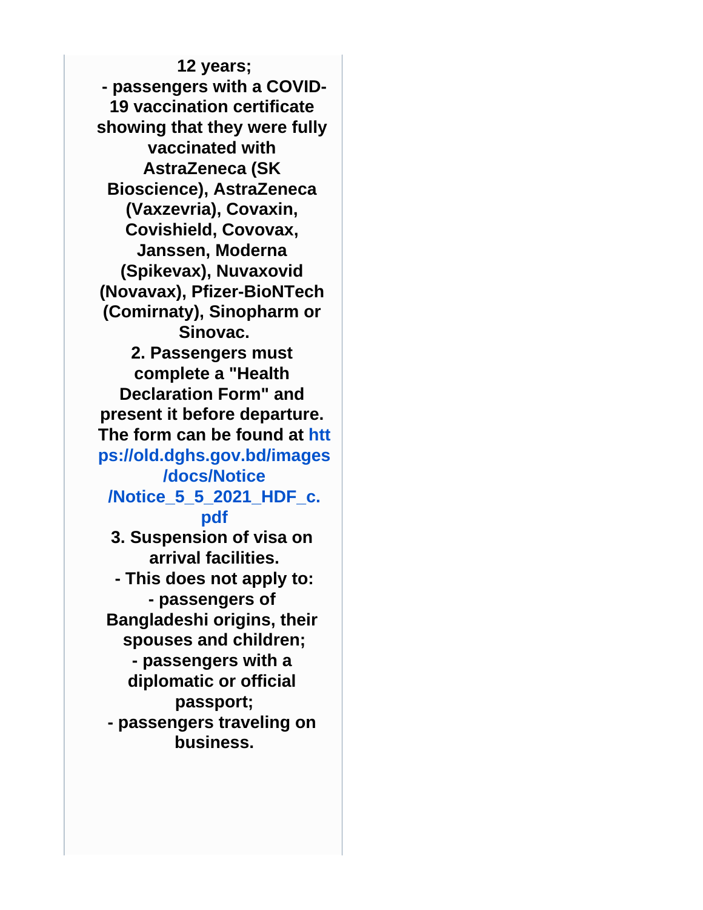**12 years;**
**- passengers with a COVID-19 vaccination certificate showing that they were fully vaccinated with AstraZeneca (SK Bioscience), AstraZeneca (Vaxzevria), Covaxin, Covishield, Covovax, Janssen, Moderna (Spikevax), Nuvaxovid (Novavax), Pfizer-BioNTech (Comirnaty), Sinopharm or Sinovac.**

**2. Passengers must complete a "Health Declaration Form" and present it before departure. The form can be found at [https://old.dghs.gov.bd/images/docs/Notice/Notice_5_5_2021_HDF_c.pdf](https://old.dghs.gov.bd/images/docs/Notice/Notice_5_5_2021_HDF_c.pdf)**

**3. Suspension of visa on arrival facilities.**
**- This does not apply to:**
**- passengers of Bangladeshi origins, their spouses and children;**
**- passengers with a diplomatic or official passport;**
**- passengers traveling on business.**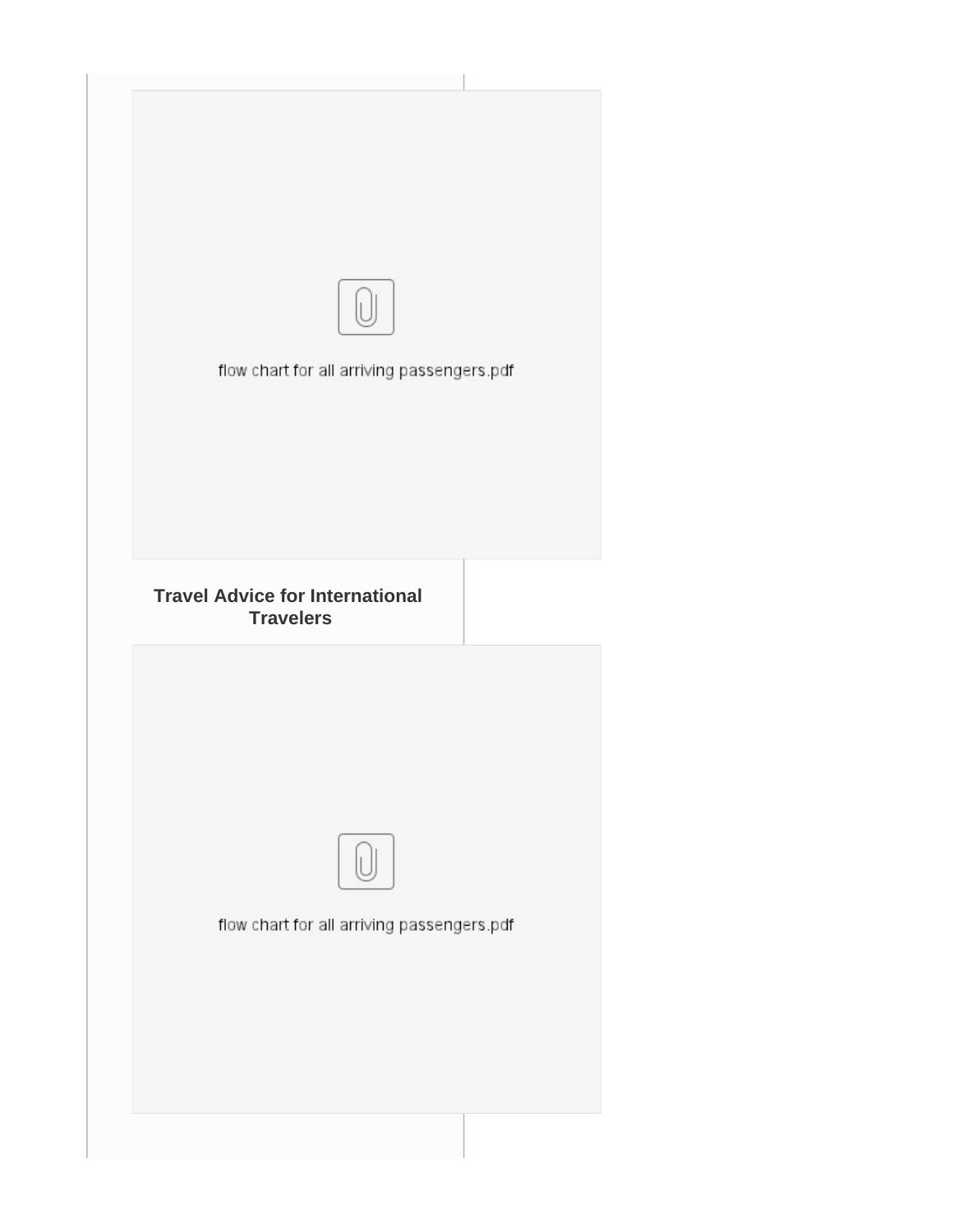flow chart for all arriving passengers.pdf

**Travel Advice for International Travelers**

flow chart for all arriving passengers.pdf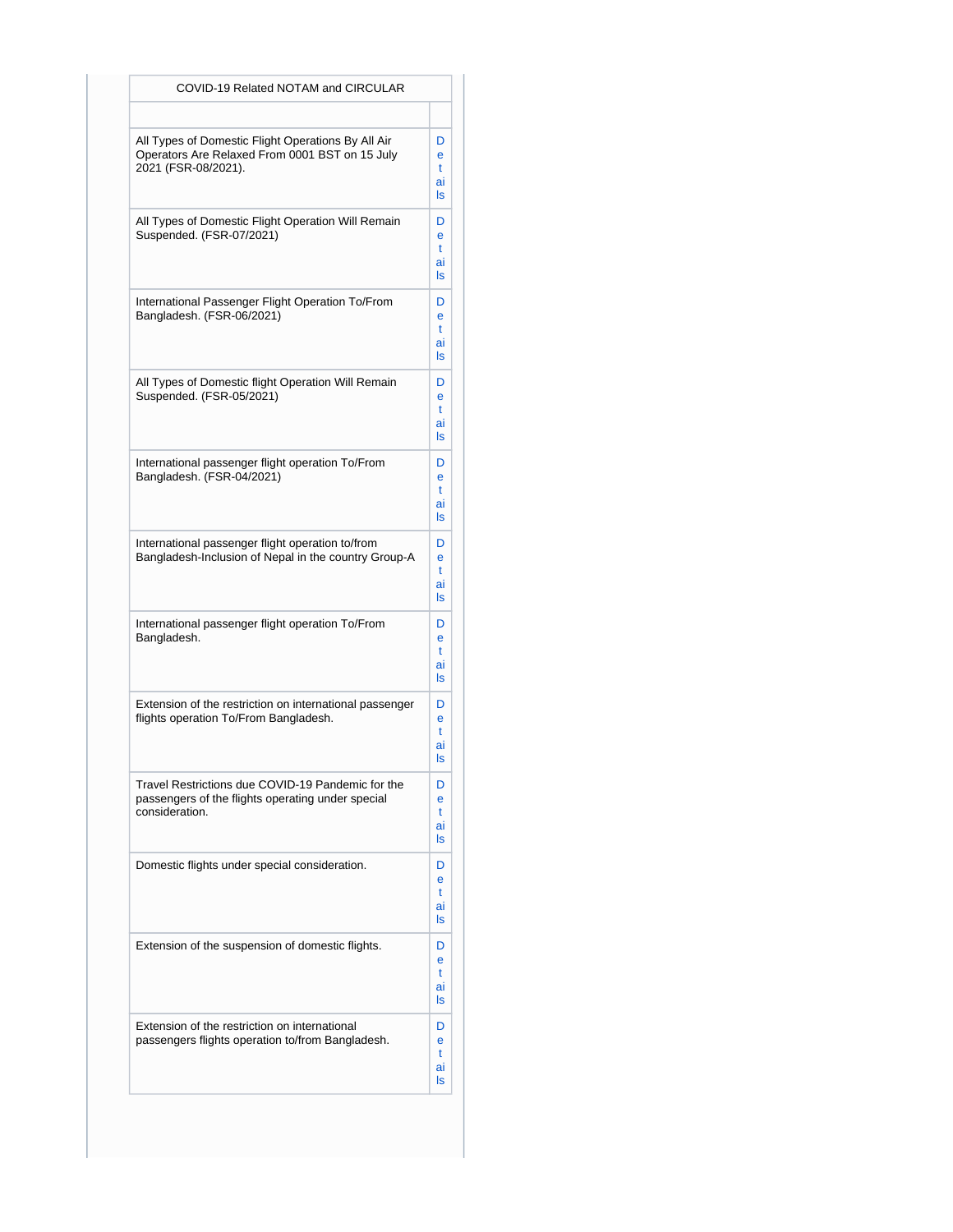| COVID-19 Related NOTAM and CIRCULAR | |
| --- | --- |
| | |
| All Types of Domestic Flight Operations By All Air Operators Are Relaxed From 0001 BST on 15 July 2021 (FSR-08/2021). | Details |
| All Types of Domestic Flight Operation Will Remain Suspended. (FSR-07/2021) | Details |
| International Passenger Flight Operation To/From Bangladesh. (FSR-06/2021) | Details |
| All Types of Domestic flight Operation Will Remain Suspended. (FSR-05/2021) | Details |
| International passenger flight operation To/From Bangladesh. (FSR-04/2021) | Details |
| International passenger flight operation to/from Bangladesh-Inclusion of Nepal in the country Group-A | Details |
| International passenger flight operation To/From Bangladesh. | Details |
| Extension of the restriction on international passenger flights operation To/From Bangladesh. | Details |
| Travel Restrictions due COVID-19 Pandemic for the passengers of the flights operating under special consideration. | Details |
| Domestic flights under special consideration. | Details |
| Extension of the suspension of domestic flights. | Details |
| Extension of the restriction on international passengers flights operation to/from Bangladesh. | Details |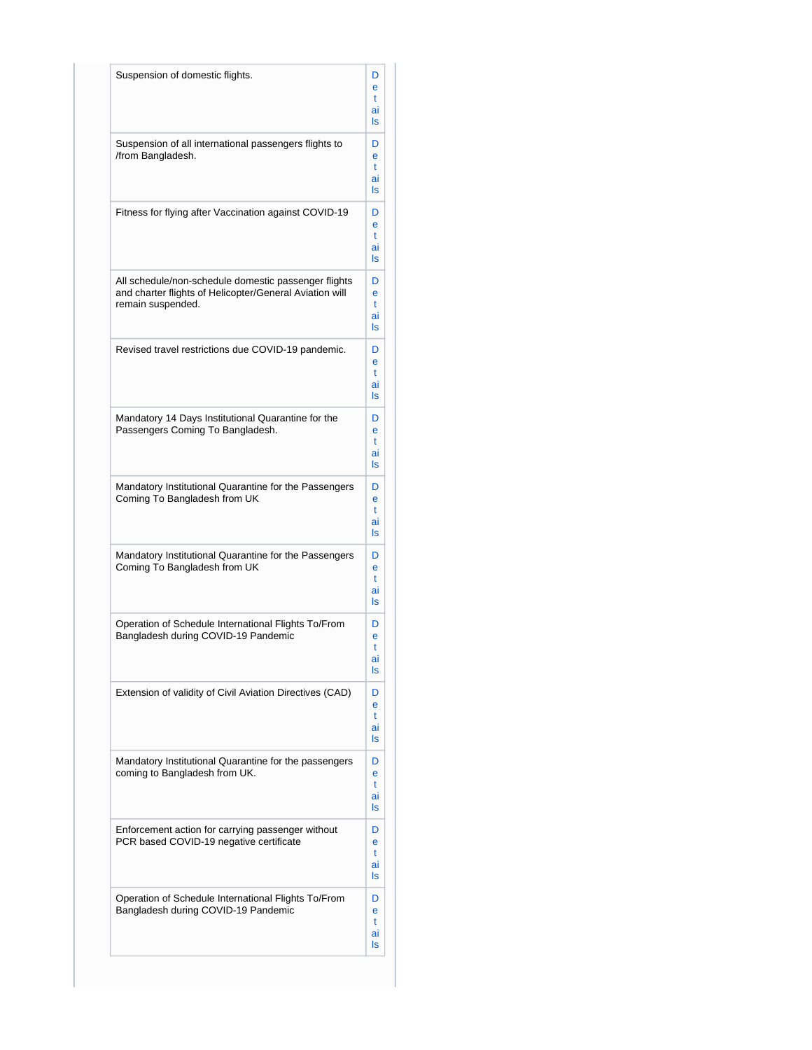| | |
|---|---|
| Suspension of domestic flights. | Details |
| Suspension of all international passengers flights to /from Bangladesh. | Details |
| Fitness for flying after Vaccination against COVID-19 | Details |
| All schedule/non-schedule domestic passenger flights and charter flights of Helicopter/General Aviation will remain suspended. | Details |
| Revised travel restrictions due COVID-19 pandemic. | Details |
| Mandatory 14 Days Institutional Quarantine for the Passengers Coming To Bangladesh. | Details |
| Mandatory Institutional Quarantine for the Passengers Coming To Bangladesh from UK | Details |
| Mandatory Institutional Quarantine for the Passengers Coming To Bangladesh from UK | Details |
| Operation of Schedule International Flights To/From Bangladesh during COVID-19 Pandemic | Details |
| Extension of validity of Civil Aviation Directives (CAD) | Details |
| Mandatory Institutional Quarantine for the passengers coming to Bangladesh from UK. | Details |
| Enforcement action for carrying passenger without PCR based COVID-19 negative certificate | Details |
| Operation of Schedule International Flights To/From Bangladesh during COVID-19 Pandemic | Details |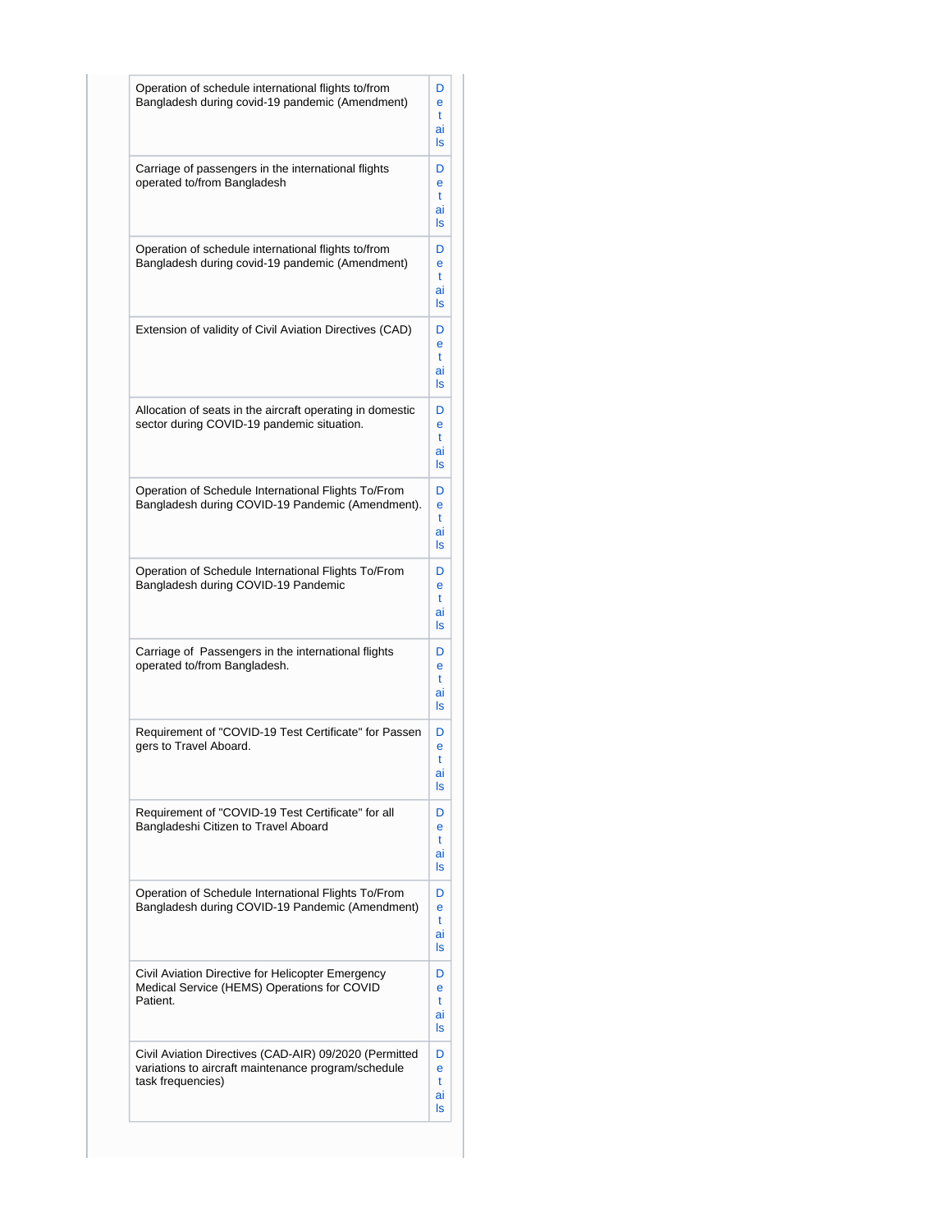| | |
|---|---|
| Operation of schedule international flights to/from Bangladesh during covid-19 pandemic (Amendment) | Details |
| Carriage of passengers in the international flights operated to/from Bangladesh | Details |
| Operation of schedule international flights to/from Bangladesh during covid-19 pandemic (Amendment) | Details |
| Extension of validity of Civil Aviation Directives (CAD) | Details |
| Allocation of seats in the aircraft operating in domestic sector during COVID-19 pandemic situation. | Details |
| Operation of Schedule International Flights To/From Bangladesh during COVID-19 Pandemic (Amendment). | Details |
| Operation of Schedule International Flights To/From Bangladesh during COVID-19 Pandemic | Details |
| Carriage of Passengers in the international flights operated to/from Bangladesh. | Details |
| Requirement of "COVID-19 Test Certificate" for Passengers to Travel Aboard. | Details |
| Requirement of "COVID-19 Test Certificate" for all Bangladeshi Citizen to Travel Aboard | Details |
| Operation of Schedule International Flights To/From Bangladesh during COVID-19 Pandemic (Amendment) | Details |
| Civil Aviation Directive for Helicopter Emergency Medical Service (HEMS) Operations for COVID Patient. | Details |
| Civil Aviation Directives (CAD-AIR) 09/2020 (Permitted variations to aircraft maintenance program/schedule task frequencies) | Details |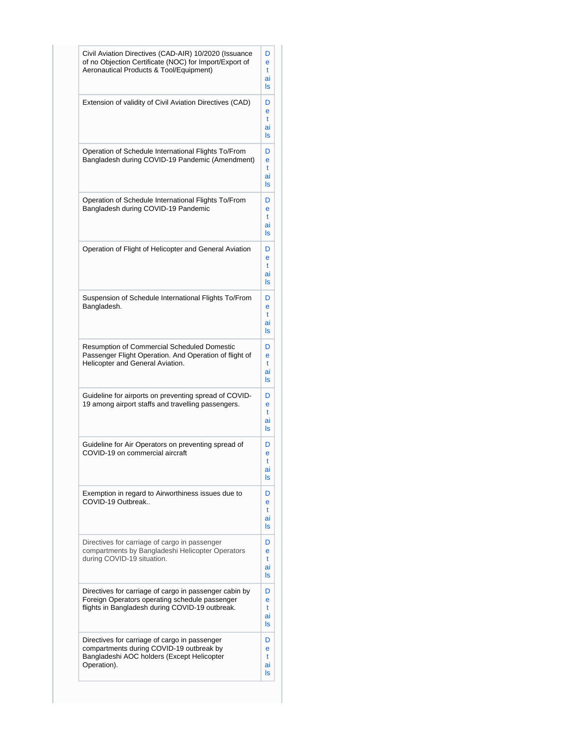| | |
|---|---|
| Civil Aviation Directives (CAD-AIR) 10/2020 (Issuance of no Objection Certificate (NOC) for Import/Export of Aeronautical Products & Tool/Equipment) | Details |
| Extension of validity of Civil Aviation Directives (CAD) | Details |
| Operation of Schedule International Flights To/From Bangladesh during COVID-19 Pandemic (Amendment) | Details |
| Operation of Schedule International Flights To/From Bangladesh during COVID-19 Pandemic | Details |
| Operation of Flight of Helicopter and General Aviation | Details |
| Suspension of Schedule International Flights To/From Bangladesh. | Details |
| Resumption of Commercial Scheduled Domestic Passenger Flight Operation. And Operation of flight of Helicopter and General Aviation. | Details |
| Guideline for airports on preventing spread of COVID-19 among airport staffs and travelling passengers. | Details |
| Guideline for Air Operators on preventing spread of COVID-19 on commercial aircraft | Details |
| Exemption in regard to Airworthiness issues due to COVID-19 Outbreak.. | Details |
| Directives for carriage of cargo in passenger compartments by Bangladeshi Helicopter Operators during COVID-19 situation. | Details |
| Directives for carriage of cargo in passenger cabin by Foreign Operators operating schedule passenger flights in Bangladesh during COVID-19 outbreak. | Details |
| Directives for carriage of cargo in passenger compartments during COVID-19 outbreak by Bangladeshi AOC holders (Except Helicopter Operation). | Details |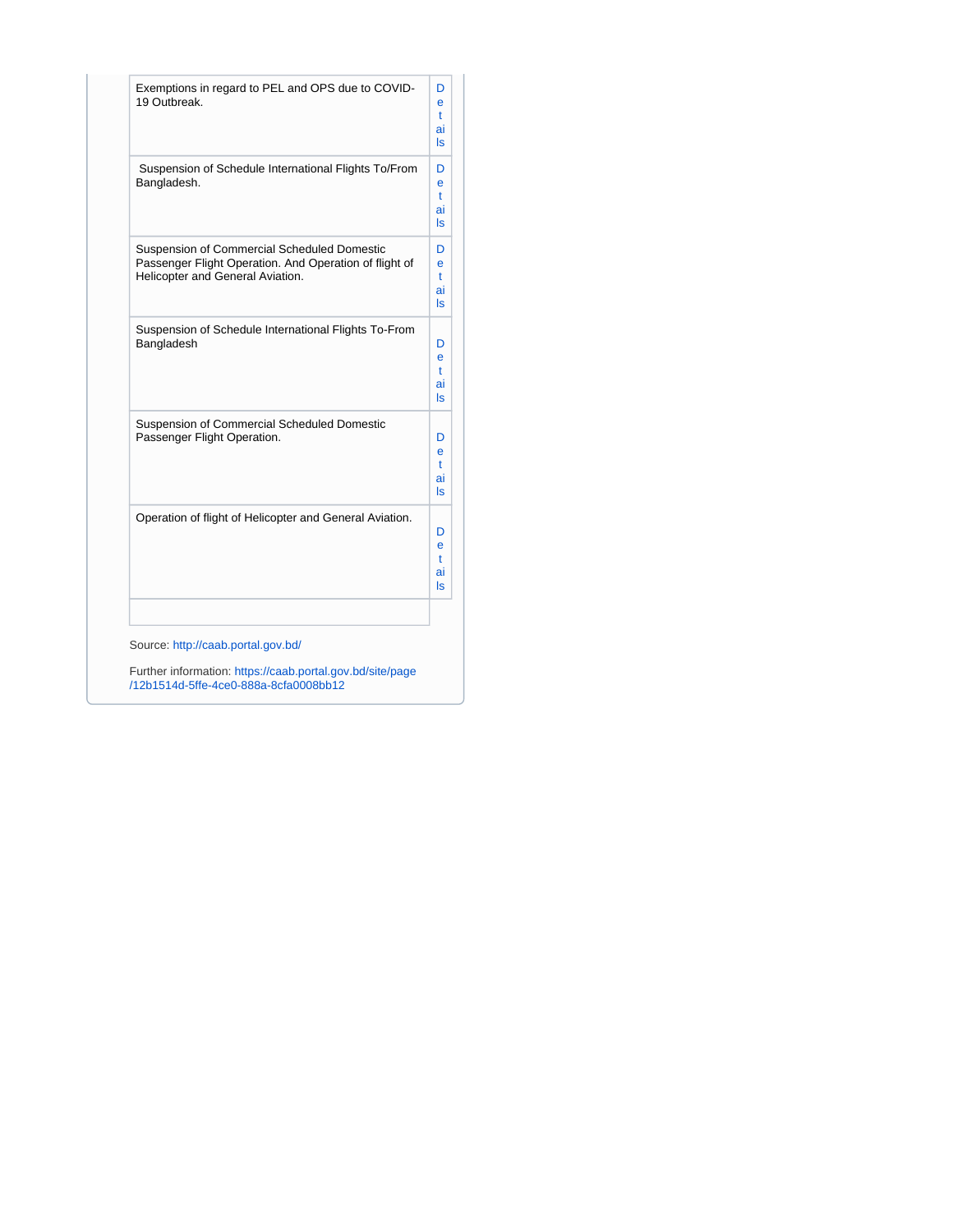| | |
|---|---|
| Exemptions in regard to PEL and OPS due to COVID-19 Outbreak. | Details |
| Suspension of Schedule International Flights To/From Bangladesh. | Details |
| Suspension of Commercial Scheduled Domestic Passenger Flight Operation. And Operation of flight of Helicopter and General Aviation. | Details |
| Suspension of Schedule International Flights To-From Bangladesh | Details |
| Suspension of Commercial Scheduled Domestic Passenger Flight Operation. | Details |
| Operation of flight of Helicopter and General Aviation. | Details |
| | |

Source: http://caab.portal.gov.bd/

Further information: https://caab.portal.gov.bd/site/page/12b1514d-5ffe-4ce0-888a-8cfa0008bb12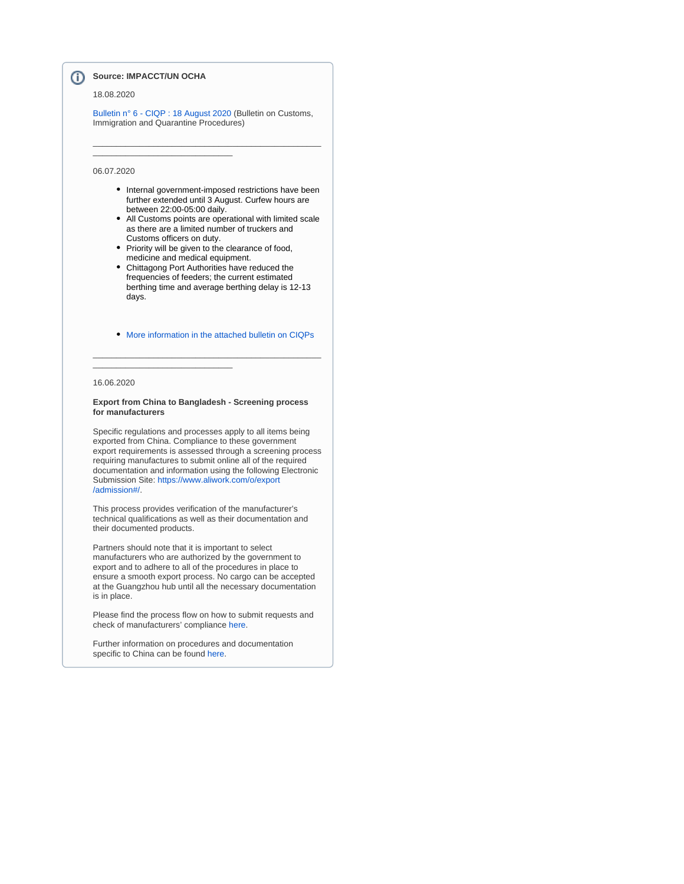**Source: IMPACCT/UN OCHA**

18.08.2020

Bulletin n° 6 - CIQP : 18 August 2020 (Bulletin on Customs, Immigration and Quarantine Procedures)

---

06.07.2020

- Internal government-imposed restrictions have been further extended until 3 August. Curfew hours are between 22:00-05:00 daily.
- All Customs points are operational with limited scale as there are a limited number of truckers and Customs officers on duty.
- Priority will be given to the clearance of food, medicine and medical equipment.
- Chittagong Port Authorities have reduced the frequencies of feeders; the current estimated berthing time and average berthing delay is 12-13 days.

- More information in the attached bulletin on CIQPs

---

16.06.2020

**Export from China to Bangladesh - Screening process for manufacturers**

Specific regulations and processes apply to all items being exported from China. Compliance to these government export requirements is assessed through a screening process requiring manufactures to submit online all of the required documentation and information using the following Electronic Submission Site: https://www.aliwork.com/o/export/admission#/.

This process provides verification of the manufacturer's technical qualifications as well as their documentation and their documented products.

Partners should note that it is important to select manufacturers who are authorized by the government to export and to adhere to all of the procedures in place to ensure a smooth export process. No cargo can be accepted at the Guangzhou hub until all the necessary documentation is in place.

Please find the process flow on how to submit requests and check of manufacturers' compliance here.

Further information on procedures and documentation specific to China can be found here.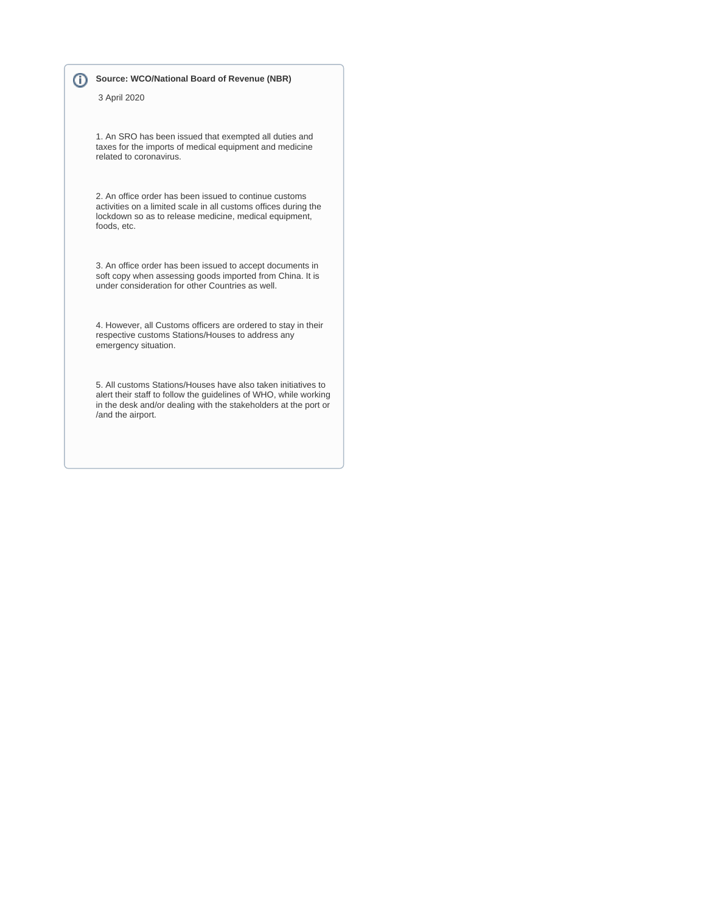**Source: WCO/National Board of Revenue (NBR)**

3 April 2020

1. An SRO has been issued that exempted all duties and taxes for the imports of medical equipment and medicine related to coronavirus.

2. An office order has been issued to continue customs activities on a limited scale in all customs offices during the lockdown so as to release medicine, medical equipment, foods, etc.

3. An office order has been issued to accept documents in soft copy when assessing goods imported from China. It is under consideration for other Countries as well.

4. However, all Customs officers are ordered to stay in their respective customs Stations/Houses to address any emergency situation.

5. All customs Stations/Houses have also taken initiatives to alert their staff to follow the guidelines of WHO, while working in the desk and/or dealing with the stakeholders at the port or /and the airport.